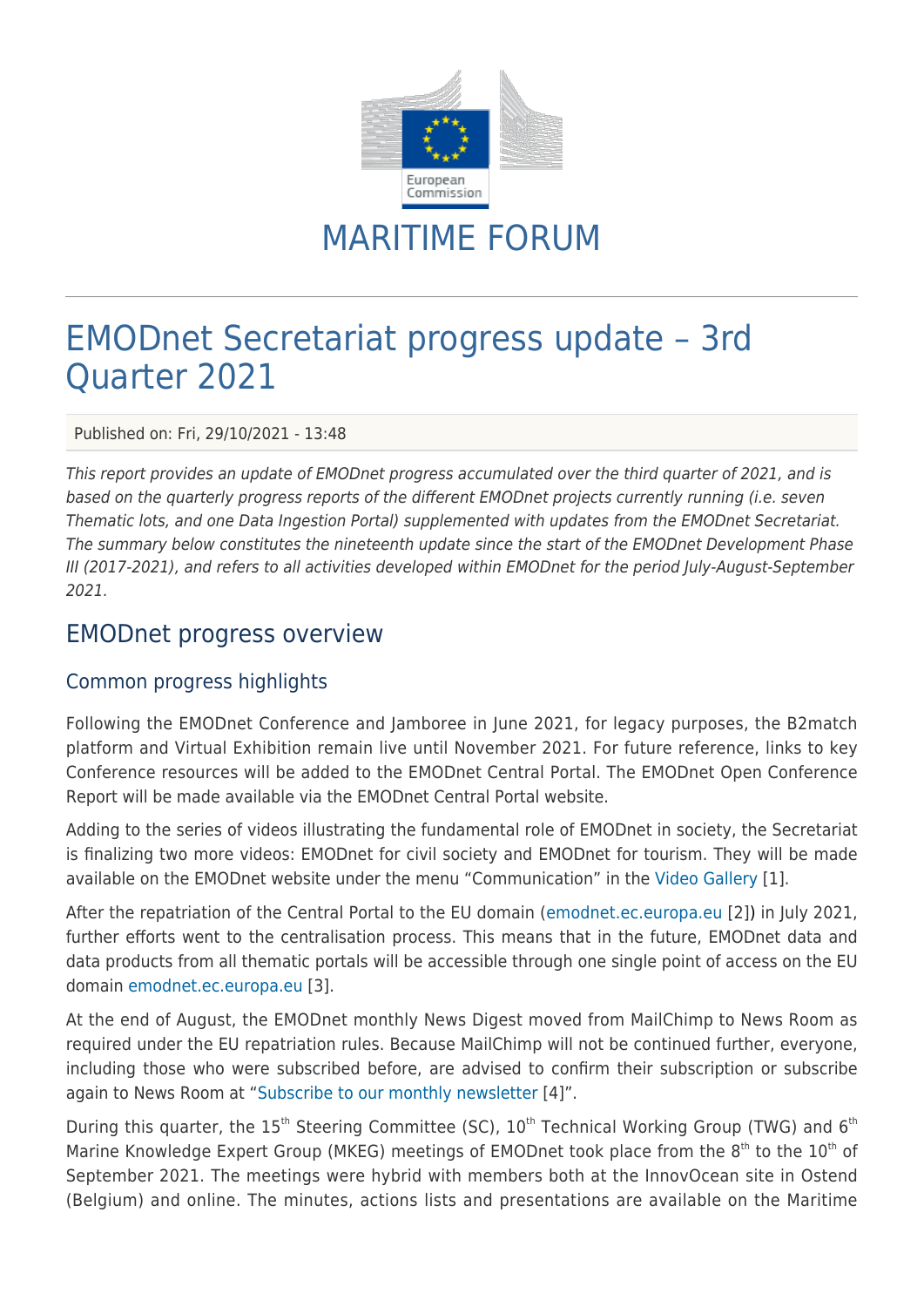MARITIME FORUM

# EMODnet Secretariat progress update – 3rd Quarter 2021

Published on: Fri, 29/10/2021 - 13:48

*This report provides an update of EMODnet progress accumulated over the third quarter of 2021, and is based on the quarterly progress reports of the different EMODnet projects currently running (i.e. seven Thematic lots, and one Data Ingestion Portal) supplemented with updates from the EMODnet Secretariat. The summary below constitutes the nineteenth update since the start of the EMODnet Development Phase III (2017-2021), and refers to all activities developed within EMODnet for the period July-August-September 2021.*

## EMODnet progress overview

### Common progress highlights

Following the EMODnet Conference and Jamboree in June 2021, for legacy purposes, the B2match platform and Virtual Exhibition remain live until November 2021. For future reference, links to key Conference resources will be added to the EMODnet Central Portal. The EMODnet Open Conference Report will be made available via the EMODnet Central Portal website.

Adding to the series of videos illustrating the fundamental role of EMODnet in society, the Secretariat is finalizing two more videos: EMODnet for civil society and EMODnet for tourism. They will be made available on the EMODnet website under the menu "Communication" in the Video Gallery [1].

After the repatriation of the Central Portal to the EU domain (emodnet.ec.europa.eu [2]) in July 2021, further efforts went to the centralisation process. This means that in the future, EMODnet data and data products from all thematic portals will be accessible through one single point of access on the EU domain emodnet.ec.europa.eu [3].

At the end of August, the EMODnet monthly News Digest moved from MailChimp to News Room as required under the EU repatriation rules. Because MailChimp will not be continued further, everyone, including those who were subscribed before, are advised to confirm their subscription or subscribe again to News Room at "Subscribe to our monthly newsletter [4]".

During this quarter, the 15th Steering Committee (SC), 10th Technical Working Group (TWG) and 6th Marine Knowledge Expert Group (MKEG) meetings of EMODnet took place from the 8th to the 10th of September 2021. The meetings were hybrid with members both at the InnovOcean site in Ostend (Belgium) and online. The minutes, actions lists and presentations are available on the Maritime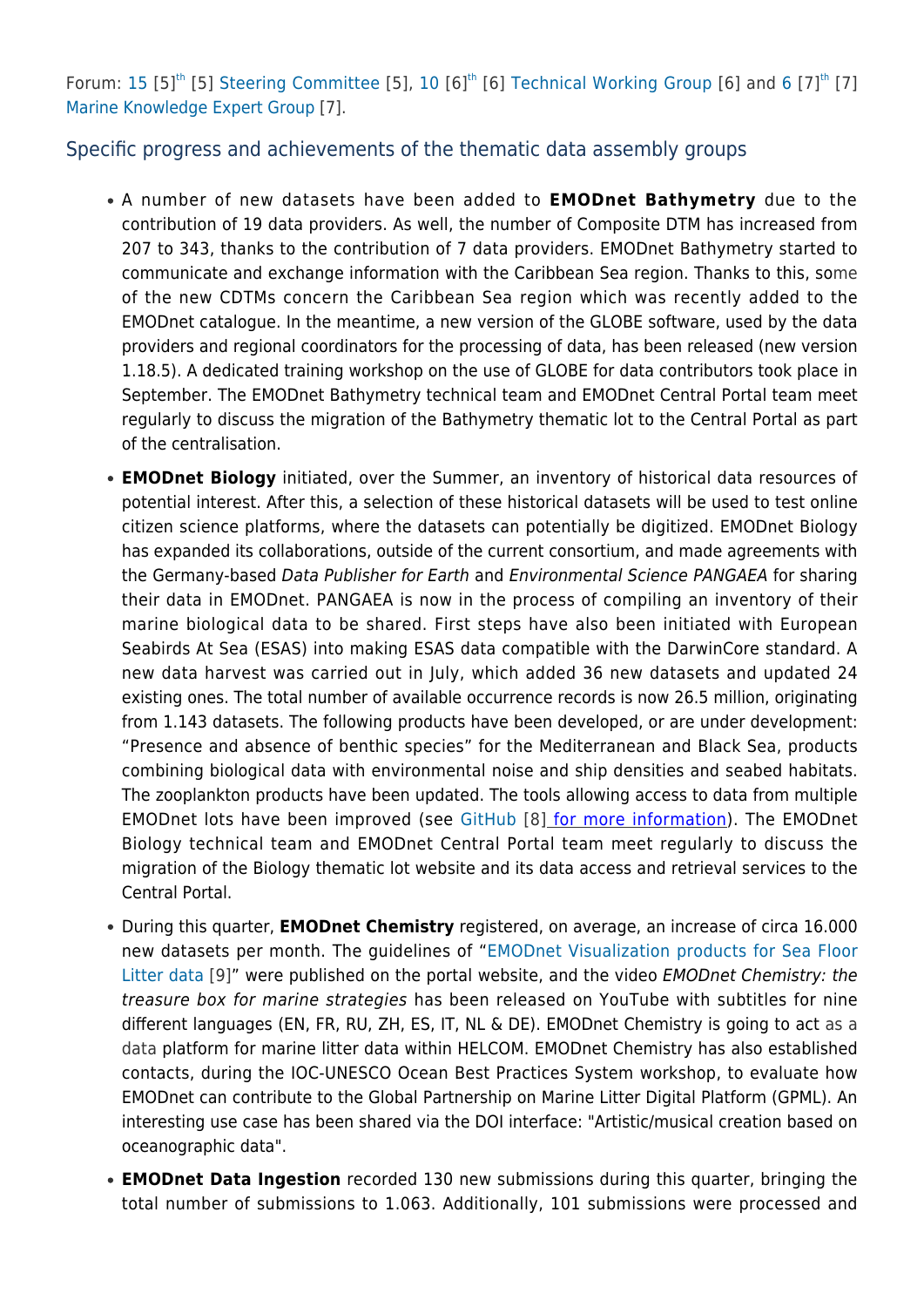Forum: 15 [5][th] [5] Steering Committee [5], 10 [6][th] [6] Technical Working Group [6] and 6 [7][th] [7] Marine Knowledge Expert Group [7].

## Specific progress and achievements of the thematic data assembly groups

- A number of new datasets have been added to **EMODnet Bathymetry** due to the contribution of 19 data providers. As well, the number of Composite DTM has increased from 207 to 343, thanks to the contribution of 7 data providers. EMODnet Bathymetry started to communicate and exchange information with the Caribbean Sea region. Thanks to this, some of the new CDTMs concern the Caribbean Sea region which was recently added to the EMODnet catalogue. In the meantime, a new version of the GLOBE software, used by the data providers and regional coordinators for the processing of data, has been released (new version 1.18.5). A dedicated training workshop on the use of GLOBE for data contributors took place in September. The EMODnet Bathymetry technical team and EMODnet Central Portal team meet regularly to discuss the migration of the Bathymetry thematic lot to the Central Portal as part of the centralisation.
- **EMODnet Biology** initiated, over the Summer, an inventory of historical data resources of potential interest. After this, a selection of these historical datasets will be used to test online citizen science platforms, where the datasets can potentially be digitized. EMODnet Biology has expanded its collaborations, outside of the current consortium, and made agreements with the Germany-based *Data Publisher for Earth* and *Environmental Science PANGAEA* for sharing their data in EMODnet. PANGAEA is now in the process of compiling an inventory of their marine biological data to be shared. First steps have also been initiated with European Seabirds At Sea (ESAS) into making ESAS data compatible with the DarwinCore standard. A new data harvest was carried out in July, which added 36 new datasets and updated 24 existing ones. The total number of available occurrence records is now 26.5 million, originating from 1.143 datasets. The following products have been developed, or are under development: "Presence and absence of benthic species" for the Mediterranean and Black Sea, products combining biological data with environmental noise and ship densities and seabed habitats. The zooplankton products have been updated. The tools allowing access to data from multiple EMODnet lots have been improved (see GitHub [8] for more information). The EMODnet Biology technical team and EMODnet Central Portal team meet regularly to discuss the migration of the Biology thematic lot website and its data access and retrieval services to the Central Portal.
- During this quarter, **EMODnet Chemistry** registered, on average, an increase of circa 16.000 new datasets per month. The guidelines of "EMODnet Visualization products for Sea Floor Litter data [9]" were published on the portal website, and the video *EMODnet Chemistry: the treasure box for marine strategies* has been released on YouTube with subtitles for nine different languages (EN, FR, RU, ZH, ES, IT, NL & DE). EMODnet Chemistry is going to act as a data platform for marine litter data within HELCOM. EMODnet Chemistry has also established contacts, during the IOC-UNESCO Ocean Best Practices System workshop, to evaluate how EMODnet can contribute to the Global Partnership on Marine Litter Digital Platform (GPML). An interesting use case has been shared via the DOI interface: "Artistic/musical creation based on oceanographic data".
- **EMODnet Data Ingestion** recorded 130 new submissions during this quarter, bringing the total number of submissions to 1.063. Additionally, 101 submissions were processed and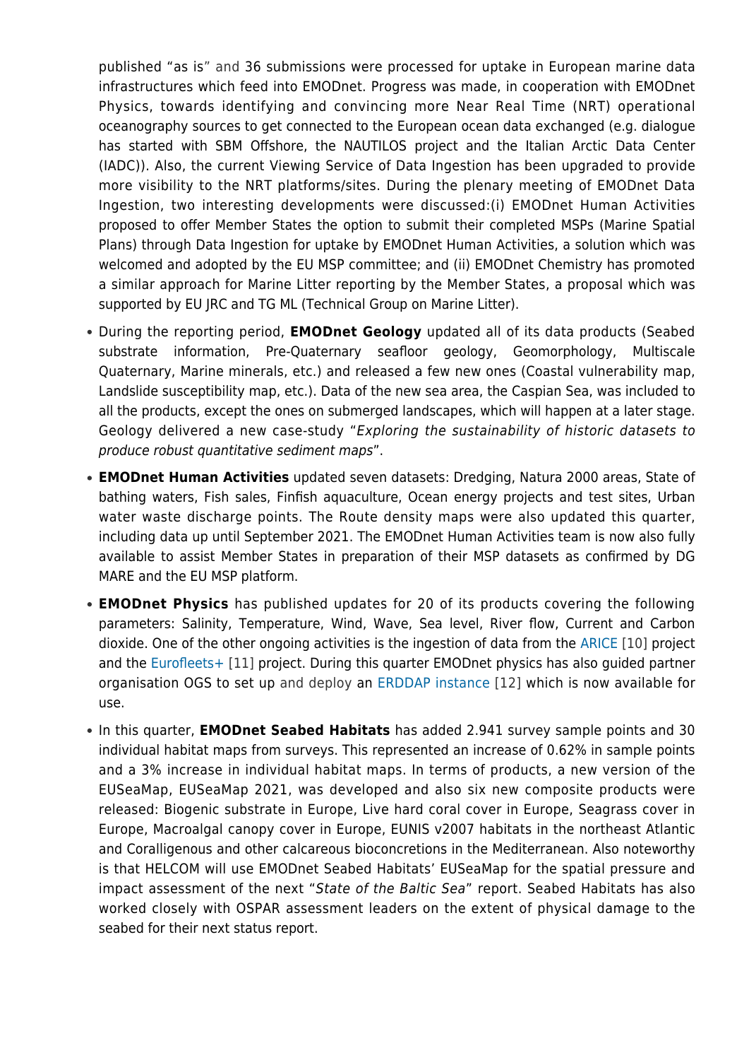published "as is" and 36 submissions were processed for uptake in European marine data infrastructures which feed into EMODnet. Progress was made, in cooperation with EMODnet Physics, towards identifying and convincing more Near Real Time (NRT) operational oceanography sources to get connected to the European ocean data exchanged (e.g. dialogue has started with SBM Offshore, the NAUTILOS project and the Italian Arctic Data Center (IADC)). Also, the current Viewing Service of Data Ingestion has been upgraded to provide more visibility to the NRT platforms/sites. During the plenary meeting of EMODnet Data Ingestion, two interesting developments were discussed:(i) EMODnet Human Activities proposed to offer Member States the option to submit their completed MSPs (Marine Spatial Plans) through Data Ingestion for uptake by EMODnet Human Activities, a solution which was welcomed and adopted by the EU MSP committee; and (ii) EMODnet Chemistry has promoted a similar approach for Marine Litter reporting by the Member States, a proposal which was supported by EU JRC and TG ML (Technical Group on Marine Litter).

- During the reporting period, **EMODnet Geology** updated all of its data products (Seabed substrate information, Pre-Quaternary seafloor geology, Geomorphology, Multiscale Quaternary, Marine minerals, etc.) and released a few new ones (Coastal vulnerability map, Landslide susceptibility map, etc.). Data of the new sea area, the Caspian Sea, was included to all the products, except the ones on submerged landscapes, which will happen at a later stage. Geology delivered a new case-study "*Exploring the sustainability of historic datasets to produce robust quantitative sediment maps*".
- **EMODnet Human Activities** updated seven datasets: Dredging, Natura 2000 areas, State of bathing waters, Fish sales, Finfish aquaculture, Ocean energy projects and test sites, Urban water waste discharge points. The Route density maps were also updated this quarter, including data up until September 2021. The EMODnet Human Activities team is now also fully available to assist Member States in preparation of their MSP datasets as confirmed by DG MARE and the EU MSP platform.
- **EMODnet Physics** has published updates for 20 of its products covering the following parameters: Salinity, Temperature, Wind, Wave, Sea level, River flow, Current and Carbon dioxide. One of the other ongoing activities is the ingestion of data from the ARICE [10] project and the Eurofleets+ [11] project. During this quarter EMODnet physics has also guided partner organisation OGS to set up and deploy an ERDDAP instance [12] which is now available for use.
- In this quarter, **EMODnet Seabed Habitats** has added 2.941 survey sample points and 30 individual habitat maps from surveys. This represented an increase of 0.62% in sample points and a 3% increase in individual habitat maps. In terms of products, a new version of the EUSeaMap, EUSeaMap 2021, was developed and also six new composite products were released: Biogenic substrate in Europe, Live hard coral cover in Europe, Seagrass cover in Europe, Macroalgal canopy cover in Europe, EUNIS v2007 habitats in the northeast Atlantic and Coralligenous and other calcareous bioconcretions in the Mediterranean. Also noteworthy is that HELCOM will use EMODnet Seabed Habitats' EUSeaMap for the spatial pressure and impact assessment of the next "*State of the Baltic Sea*" report. Seabed Habitats has also worked closely with OSPAR assessment leaders on the extent of physical damage to the seabed for their next status report.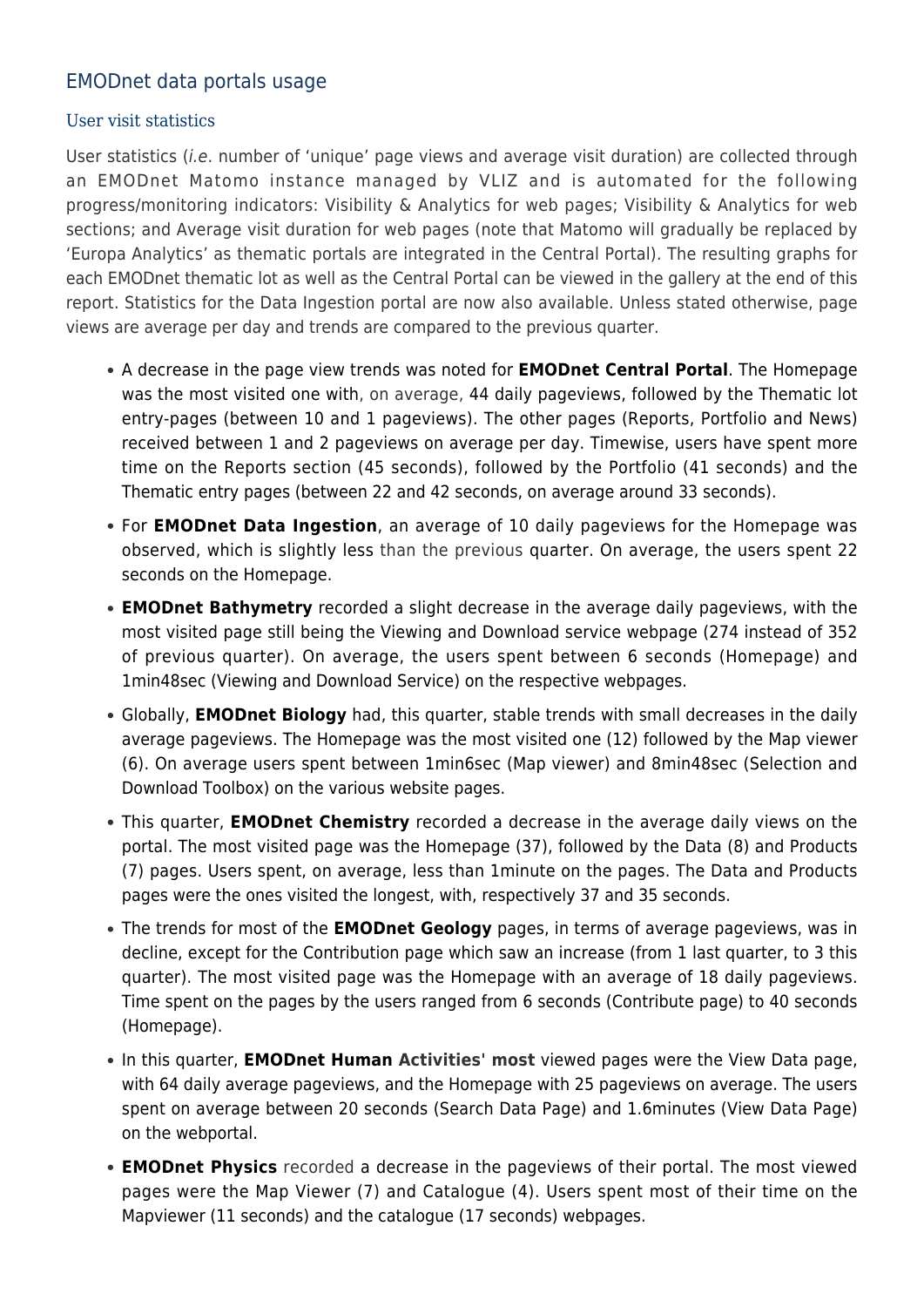## EMODnet data portals usage

### User visit statistics

User statistics (*i.e.* number of 'unique' page views and average visit duration) are collected through an EMODnet Matomo instance managed by VLIZ and is automated for the following progress/monitoring indicators: Visibility & Analytics for web pages; Visibility & Analytics for web sections; and Average visit duration for web pages (note that Matomo will gradually be replaced by 'Europa Analytics' as thematic portals are integrated in the Central Portal). The resulting graphs for each EMODnet thematic lot as well as the Central Portal can be viewed in the gallery at the end of this report. Statistics for the Data Ingestion portal are now also available. Unless stated otherwise, page views are average per day and trends are compared to the previous quarter.

- A decrease in the page view trends was noted for **EMODnet Central Portal**. The Homepage was the most visited one with, on average, 44 daily pageviews, followed by the Thematic lot entry-pages (between 10 and 1 pageviews). The other pages (Reports, Portfolio and News) received between 1 and 2 pageviews on average per day. Timewise, users have spent more time on the Reports section (45 seconds), followed by the Portfolio (41 seconds) and the Thematic entry pages (between 22 and 42 seconds, on average around 33 seconds).
- For **EMODnet Data Ingestion**, an average of 10 daily pageviews for the Homepage was observed, which is slightly less than the previous quarter. On average, the users spent 22 seconds on the Homepage.
- **EMODnet Bathymetry** recorded a slight decrease in the average daily pageviews, with the most visited page still being the Viewing and Download service webpage (274 instead of 352 of previous quarter). On average, the users spent between 6 seconds (Homepage) and 1min48sec (Viewing and Download Service) on the respective webpages.
- Globally, **EMODnet Biology** had, this quarter, stable trends with small decreases in the daily average pageviews. The Homepage was the most visited one (12) followed by the Map viewer (6). On average users spent between 1min6sec (Map viewer) and 8min48sec (Selection and Download Toolbox) on the various website pages.
- This quarter, **EMODnet Chemistry** recorded a decrease in the average daily views on the portal. The most visited page was the Homepage (37), followed by the Data (8) and Products (7) pages. Users spent, on average, less than 1minute on the pages. The Data and Products pages were the ones visited the longest, with, respectively 37 and 35 seconds.
- The trends for most of the **EMODnet Geology** pages, in terms of average pageviews, was in decline, except for the Contribution page which saw an increase (from 1 last quarter, to 3 this quarter). The most visited page was the Homepage with an average of 18 daily pageviews. Time spent on the pages by the users ranged from 6 seconds (Contribute page) to 40 seconds (Homepage).
- In this quarter, **EMODnet Human Activities' most** viewed pages were the View Data page, with 64 daily average pageviews, and the Homepage with 25 pageviews on average. The users spent on average between 20 seconds (Search Data Page) and 1.6minutes (View Data Page) on the webportal.
- **EMODnet Physics** recorded a decrease in the pageviews of their portal. The most viewed pages were the Map Viewer (7) and Catalogue (4). Users spent most of their time on the Mapviewer (11 seconds) and the catalogue (17 seconds) webpages.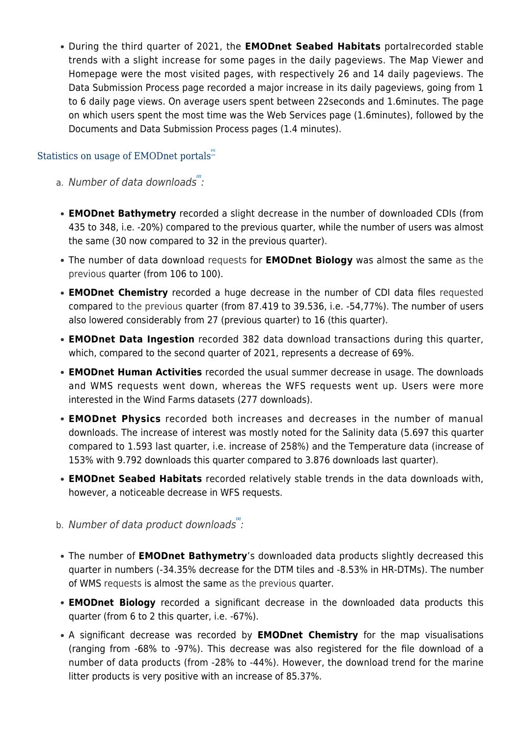- During the third quarter of 2021, the **EMODnet Seabed Habitats** portalrecorded stable trends with a slight increase for some pages in the daily pageviews. The Map Viewer and Homepage were the most visited pages, with respectively 26 and 14 daily pageviews. The Data Submission Process page recorded a major increase in its daily pageviews, going from 1 to 6 daily page views. On average users spent between 22seconds and 1.6minutes. The page on which users spent the most time was the Web Services page (1.6minutes), followed by the Documents and Data Submission Process pages (1.4 minutes).

## Statistics on usage of EMODnet portals[1]

a. *Number of data downloads[2]:*

- **EMODnet Bathymetry** recorded a slight decrease in the number of downloaded CDIs (from 435 to 348, i.e. -20%) compared to the previous quarter, while the number of users was almost the same (30 now compared to 32 in the previous quarter).
- The number of data download requests for **EMODnet Biology** was almost the same as the previous quarter (from 106 to 100).
- **EMODnet Chemistry** recorded a huge decrease in the number of CDI data files requested compared to the previous quarter (from 87.419 to 39.536, i.e. -54,77%). The number of users also lowered considerably from 27 (previous quarter) to 16 (this quarter).
- **EMODnet Data Ingestion** recorded 382 data download transactions during this quarter, which, compared to the second quarter of 2021, represents a decrease of 69%.
- **EMODnet Human Activities** recorded the usual summer decrease in usage. The downloads and WMS requests went down, whereas the WFS requests went up. Users were more interested in the Wind Farms datasets (277 downloads).
- **EMODnet Physics** recorded both increases and decreases in the number of manual downloads. The increase of interest was mostly noted for the Salinity data (5.697 this quarter compared to 1.593 last quarter, i.e. increase of 258%) and the Temperature data (increase of 153% with 9.792 downloads this quarter compared to 3.876 downloads last quarter).
- **EMODnet Seabed Habitats** recorded relatively stable trends in the data downloads with, however, a noticeable decrease in WFS requests.

b. *Number of data product downloads[3]:*

- The number of **EMODnet Bathymetry**'s downloaded data products slightly decreased this quarter in numbers (-34.35% decrease for the DTM tiles and -8.53% in HR-DTMs). The number of WMS requests is almost the same as the previous quarter.
- **EMODnet Biology** recorded a significant decrease in the downloaded data products this quarter (from 6 to 2 this quarter, i.e. -67%).
- A significant decrease was recorded by **EMODnet Chemistry** for the map visualisations (ranging from -68% to -97%). This decrease was also registered for the file download of a number of data products (from -28% to -44%). However, the download trend for the marine litter products is very positive with an increase of 85.37%.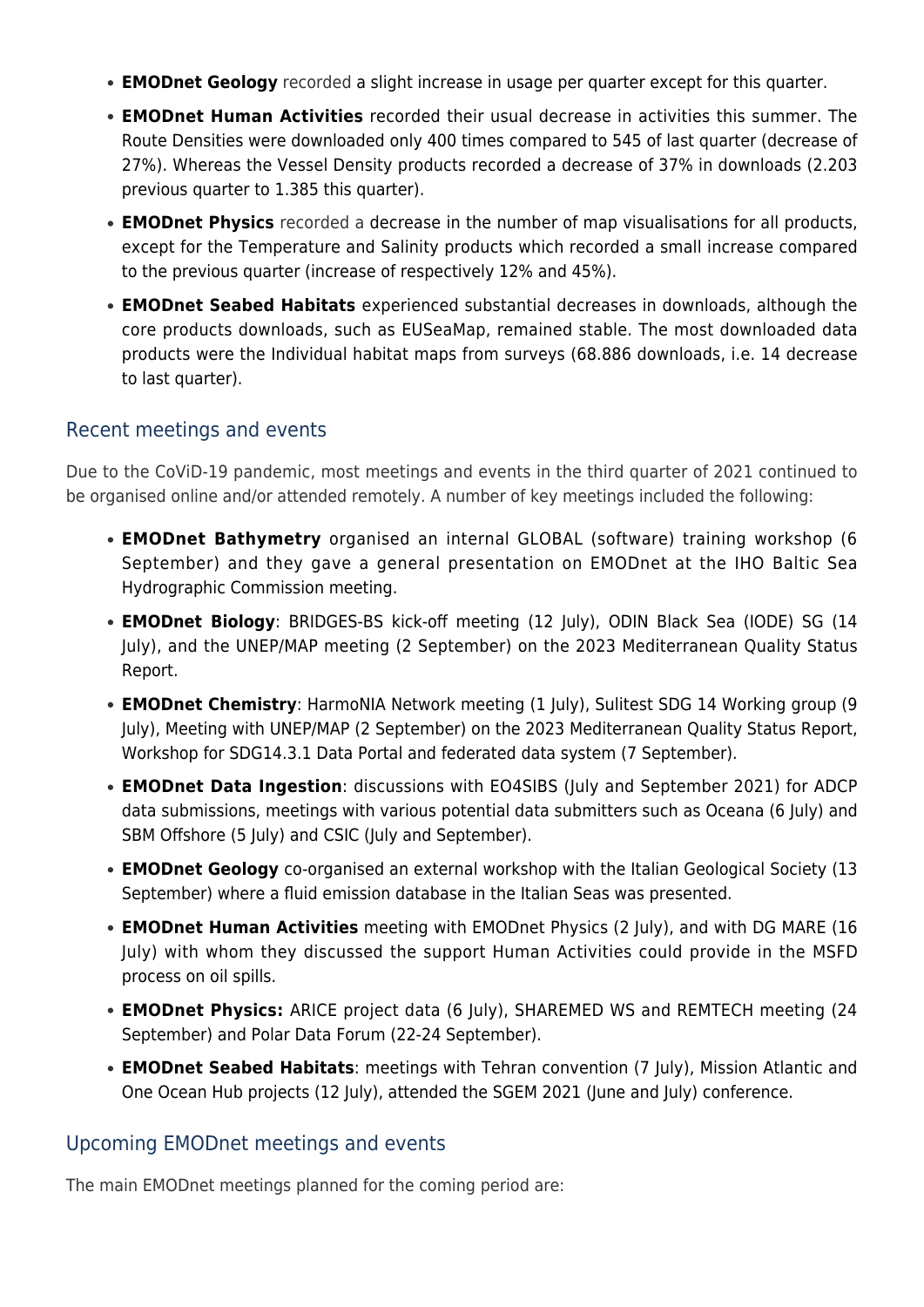- **EMODnet Geology** recorded a slight increase in usage per quarter except for this quarter.
- **EMODnet Human Activities** recorded their usual decrease in activities this summer. The Route Densities were downloaded only 400 times compared to 545 of last quarter (decrease of 27%). Whereas the Vessel Density products recorded a decrease of 37% in downloads (2.203 previous quarter to 1.385 this quarter).
- **EMODnet Physics** recorded a decrease in the number of map visualisations for all products, except for the Temperature and Salinity products which recorded a small increase compared to the previous quarter (increase of respectively 12% and 45%).
- **EMODnet Seabed Habitats** experienced substantial decreases in downloads, although the core products downloads, such as EUSeaMap, remained stable. The most downloaded data products were the Individual habitat maps from surveys (68.886 downloads, i.e. 14 decrease to last quarter).

## Recent meetings and events

Due to the CoViD-19 pandemic, most meetings and events in the third quarter of 2021 continued to be organised online and/or attended remotely. A number of key meetings included the following:

- **EMODnet Bathymetry** organised an internal GLOBAL (software) training workshop (6 September) and they gave a general presentation on EMODnet at the IHO Baltic Sea Hydrographic Commission meeting.
- **EMODnet Biology**: BRIDGES-BS kick-off meeting (12 July), ODIN Black Sea (IODE) SG (14 July), and the UNEP/MAP meeting (2 September) on the 2023 Mediterranean Quality Status Report.
- **EMODnet Chemistry**: HarmoNIA Network meeting (1 July), Sulitest SDG 14 Working group (9 July), Meeting with UNEP/MAP (2 September) on the 2023 Mediterranean Quality Status Report, Workshop for SDG14.3.1 Data Portal and federated data system (7 September).
- **EMODnet Data Ingestion**: discussions with EO4SIBS (July and September 2021) for ADCP data submissions, meetings with various potential data submitters such as Oceana (6 July) and SBM Offshore (5 July) and CSIC (July and September).
- **EMODnet Geology** co-organised an external workshop with the Italian Geological Society (13 September) where a fluid emission database in the Italian Seas was presented.
- **EMODnet Human Activities** meeting with EMODnet Physics (2 July), and with DG MARE (16 July) with whom they discussed the support Human Activities could provide in the MSFD process on oil spills.
- **EMODnet Physics:** ARICE project data (6 July), SHAREMED WS and REMTECH meeting (24 September) and Polar Data Forum (22-24 September).
- **EMODnet Seabed Habitats**: meetings with Tehran convention (7 July), Mission Atlantic and One Ocean Hub projects (12 July), attended the SGEM 2021 (June and July) conference.

## Upcoming EMODnet meetings and events

The main EMODnet meetings planned for the coming period are: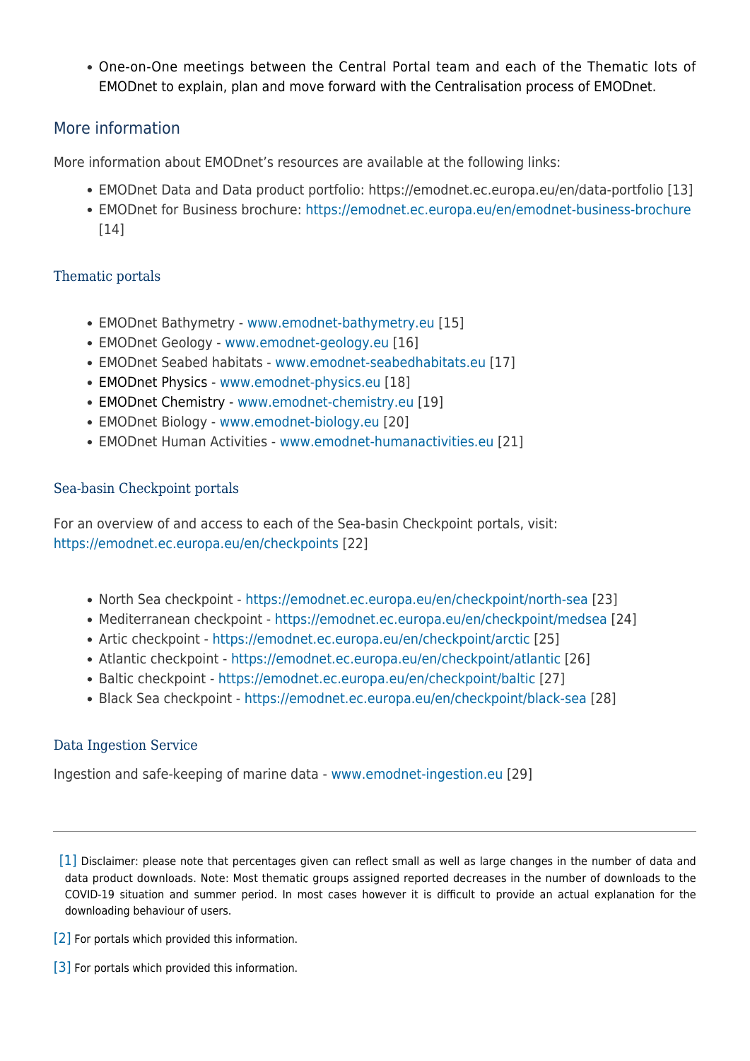- One-on-One meetings between the Central Portal team and each of the Thematic lots of EMODnet to explain, plan and move forward with the Centralisation process of EMODnet.

## More information

More information about EMODnet's resources are available at the following links:

- EMODnet Data and Data product portfolio: https://emodnet.ec.europa.eu/en/data-portfolio [13]
- EMODnet for Business brochure: https://emodnet.ec.europa.eu/en/emodnet-business-brochure [14]

### Thematic portals

- EMODnet Bathymetry - www.emodnet-bathymetry.eu [15]
- EMODnet Geology - www.emodnet-geology.eu [16]
- EMODnet Seabed habitats - www.emodnet-seabedhabitats.eu [17]
- EMODnet Physics - www.emodnet-physics.eu [18]
- EMODnet Chemistry - www.emodnet-chemistry.eu [19]
- EMODnet Biology - www.emodnet-biology.eu [20]
- EMODnet Human Activities - www.emodnet-humanactivities.eu [21]

### Sea-basin Checkpoint portals

For an overview of and access to each of the Sea-basin Checkpoint portals, visit: https://emodnet.ec.europa.eu/en/checkpoints [22]

- North Sea checkpoint - https://emodnet.ec.europa.eu/en/checkpoint/north-sea [23]
- Mediterranean checkpoint - https://emodnet.ec.europa.eu/en/checkpoint/medsea [24]
- Artic checkpoint - https://emodnet.ec.europa.eu/en/checkpoint/arctic [25]
- Atlantic checkpoint - https://emodnet.ec.europa.eu/en/checkpoint/atlantic [26]
- Baltic checkpoint - https://emodnet.ec.europa.eu/en/checkpoint/baltic [27]
- Black Sea checkpoint - https://emodnet.ec.europa.eu/en/checkpoint/black-sea [28]

### Data Ingestion Service

Ingestion and safe-keeping of marine data - www.emodnet-ingestion.eu [29]

---

[1] Disclaimer: please note that percentages given can reflect small as well as large changes in the number of data and data product downloads. Note: Most thematic groups assigned reported decreases in the number of downloads to the COVID-19 situation and summer period. In most cases however it is difficult to provide an actual explanation for the downloading behaviour of users.

[2] For portals which provided this information.

[3] For portals which provided this information.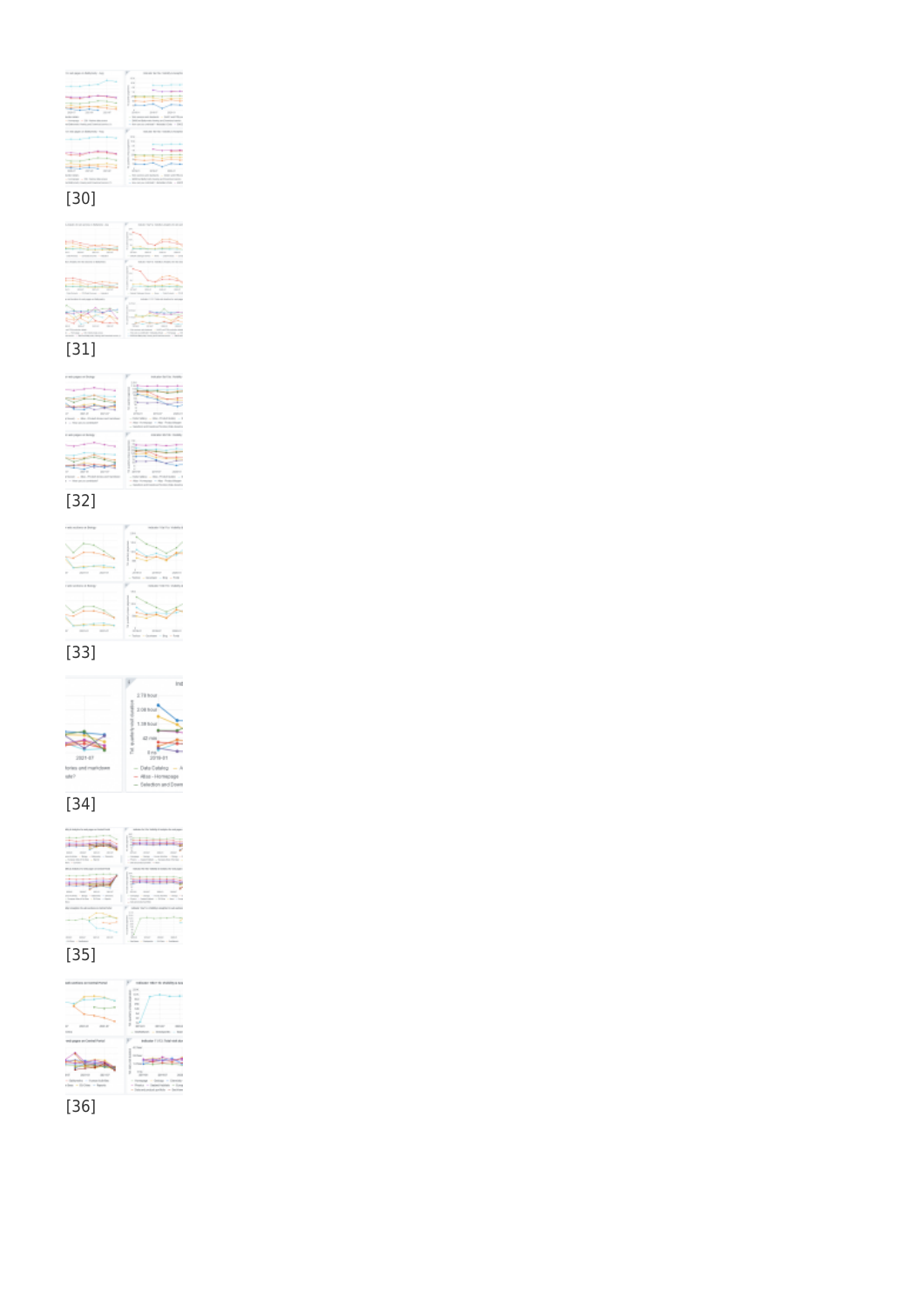[30]

[31]

[32]

[33]

[34]

[35]

[36]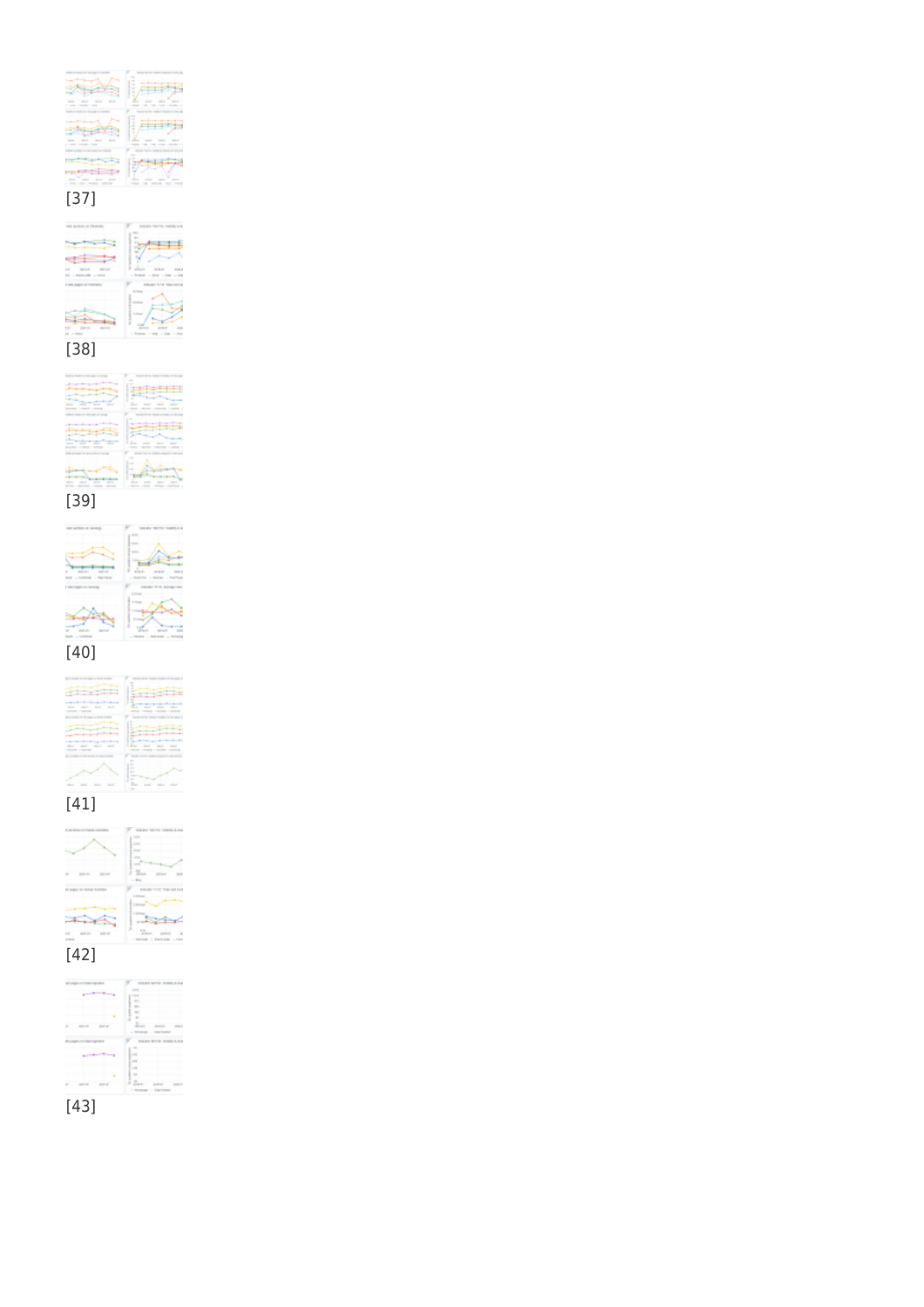[37]

[38]

[39]

[40]

[41]

[42]

[43]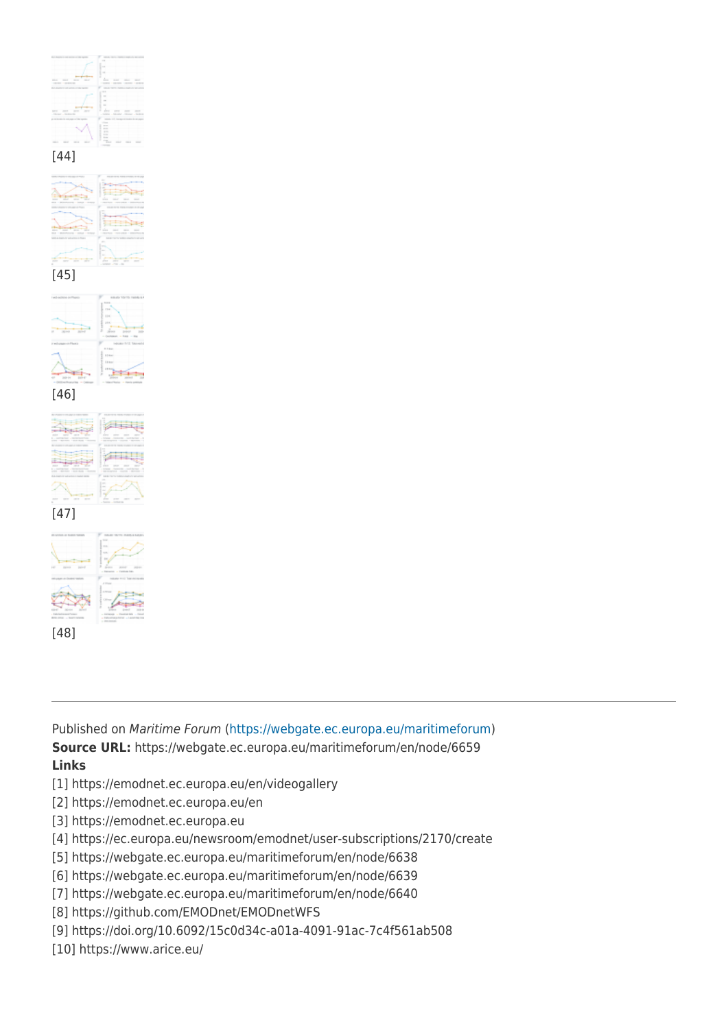[44]

[45]

[46]

[47]

[48]

---

Published on *Maritime Forum* (https://webgate.ec.europa.eu/maritimeforum)
**Source URL:** https://webgate.ec.europa.eu/maritimeforum/en/node/6659
**Links**
[1] https://emodnet.ec.europa.eu/en/videogallery
[2] https://emodnet.ec.europa.eu/en
[3] https://emodnet.ec.europa.eu
[4] https://ec.europa.eu/newsroom/emodnet/user-subscriptions/2170/create
[5] https://webgate.ec.europa.eu/maritimeforum/en/node/6638
[6] https://webgate.ec.europa.eu/maritimeforum/en/node/6639
[7] https://webgate.ec.europa.eu/maritimeforum/en/node/6640
[8] https://github.com/EMODnet/EMODnetWFS
[9] https://doi.org/10.6092/15c0d34c-a01a-4091-91ac-7c4f561ab508
[10] https://www.arice.eu/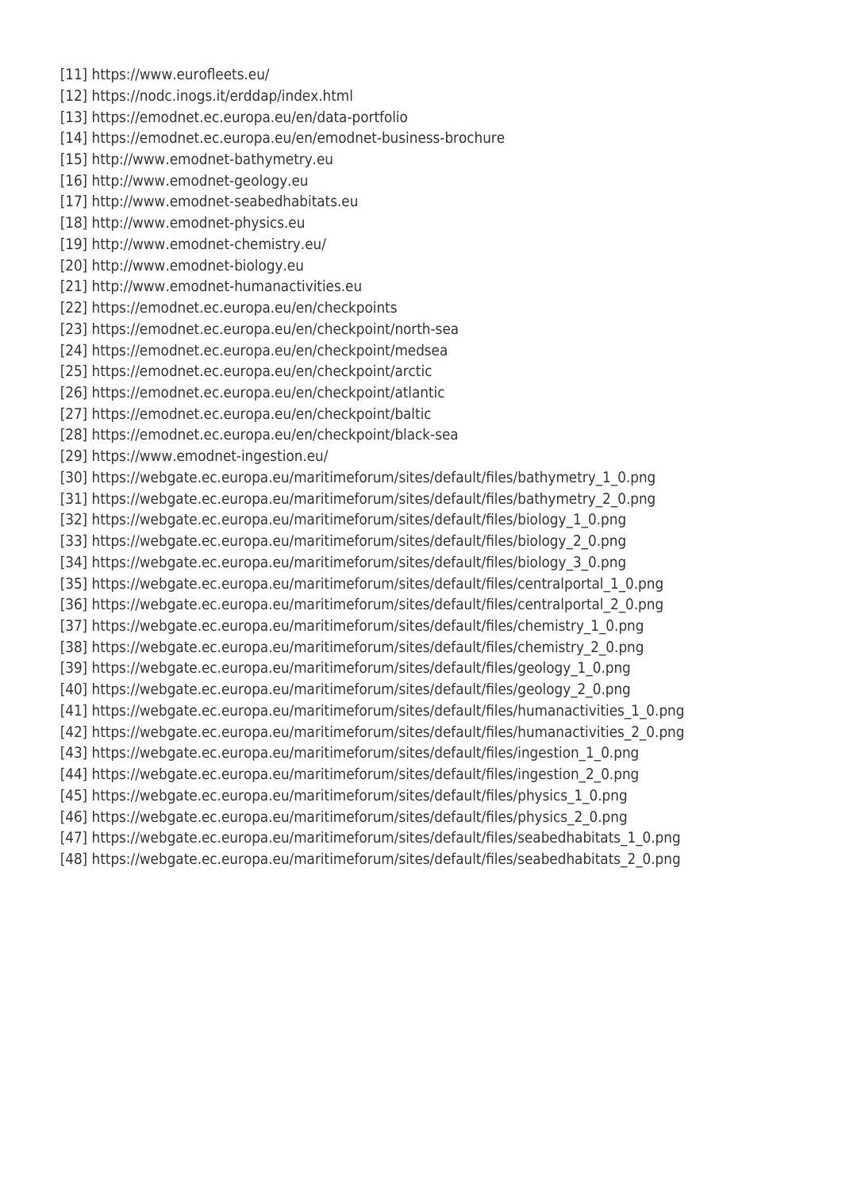[11] https://www.eurofleets.eu/

[12] https://nodc.inogs.it/erddap/index.html

[13] https://emodnet.ec.europa.eu/en/data-portfolio

[14] https://emodnet.ec.europa.eu/en/emodnet-business-brochure

[15] http://www.emodnet-bathymetry.eu

[16] http://www.emodnet-geology.eu

[17] http://www.emodnet-seabedhabitats.eu

[18] http://www.emodnet-physics.eu

[19] http://www.emodnet-chemistry.eu/

[20] http://www.emodnet-biology.eu

[21] http://www.emodnet-humanactivities.eu

[22] https://emodnet.ec.europa.eu/en/checkpoints

[23] https://emodnet.ec.europa.eu/en/checkpoint/north-sea

[24] https://emodnet.ec.europa.eu/en/checkpoint/medsea

[25] https://emodnet.ec.europa.eu/en/checkpoint/arctic

[26] https://emodnet.ec.europa.eu/en/checkpoint/atlantic

[27] https://emodnet.ec.europa.eu/en/checkpoint/baltic

[28] https://emodnet.ec.europa.eu/en/checkpoint/black-sea

[29] https://www.emodnet-ingestion.eu/

[30] https://webgate.ec.europa.eu/maritimeforum/sites/default/files/bathymetry_1_0.png

[31] https://webgate.ec.europa.eu/maritimeforum/sites/default/files/bathymetry_2_0.png

[32] https://webgate.ec.europa.eu/maritimeforum/sites/default/files/biology_1_0.png

[33] https://webgate.ec.europa.eu/maritimeforum/sites/default/files/biology_2_0.png

[34] https://webgate.ec.europa.eu/maritimeforum/sites/default/files/biology_3_0.png

[35] https://webgate.ec.europa.eu/maritimeforum/sites/default/files/centralportal_1_0.png

[36] https://webgate.ec.europa.eu/maritimeforum/sites/default/files/centralportal_2_0.png

[37] https://webgate.ec.europa.eu/maritimeforum/sites/default/files/chemistry_1_0.png

[38] https://webgate.ec.europa.eu/maritimeforum/sites/default/files/chemistry_2_0.png

[39] https://webgate.ec.europa.eu/maritimeforum/sites/default/files/geology_1_0.png

[40] https://webgate.ec.europa.eu/maritimeforum/sites/default/files/geology_2_0.png

[41] https://webgate.ec.europa.eu/maritimeforum/sites/default/files/humanactivities_1_0.png

[42] https://webgate.ec.europa.eu/maritimeforum/sites/default/files/humanactivities_2_0.png

[43] https://webgate.ec.europa.eu/maritimeforum/sites/default/files/ingestion_1_0.png

[44] https://webgate.ec.europa.eu/maritimeforum/sites/default/files/ingestion_2_0.png

[45] https://webgate.ec.europa.eu/maritimeforum/sites/default/files/physics_1_0.png

[46] https://webgate.ec.europa.eu/maritimeforum/sites/default/files/physics_2_0.png

[47] https://webgate.ec.europa.eu/maritimeforum/sites/default/files/seabedhabitats_1_0.png

[48] https://webgate.ec.europa.eu/maritimeforum/sites/default/files/seabedhabitats_2_0.png